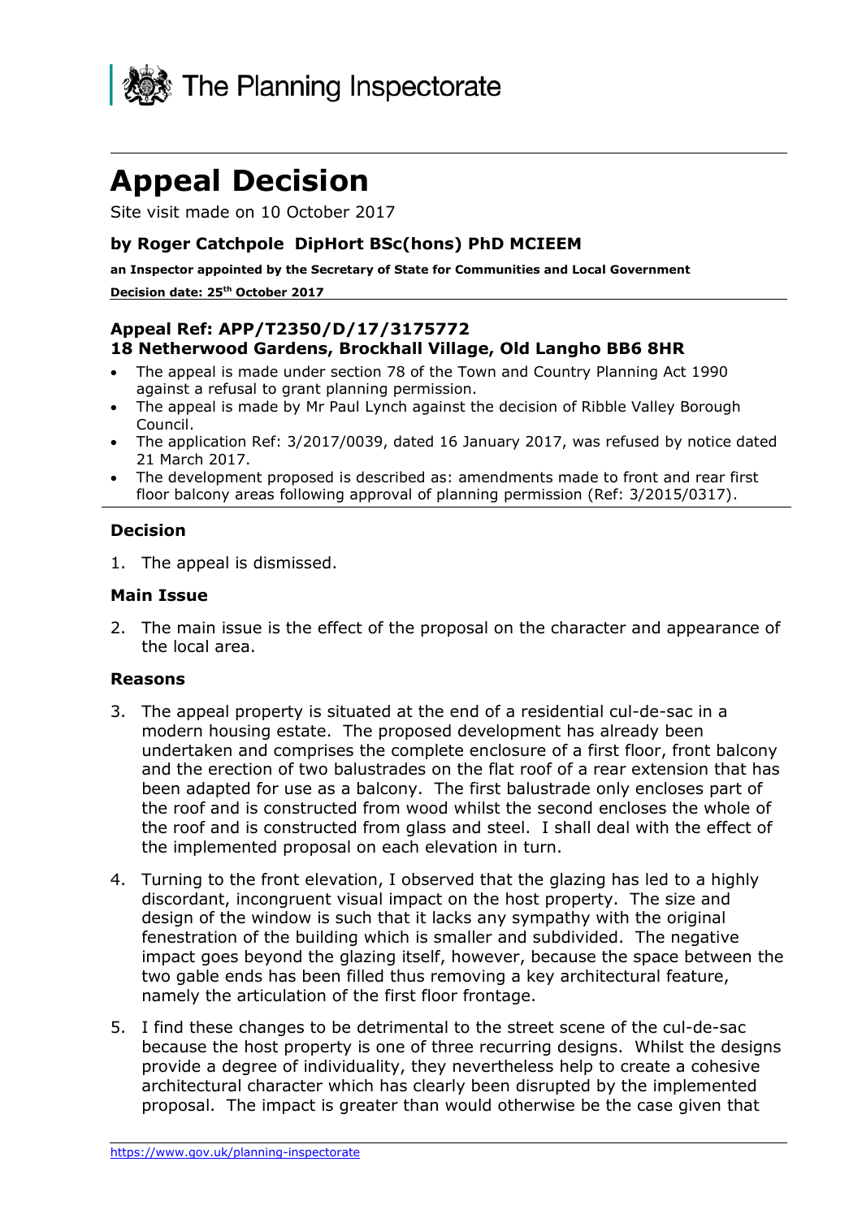The Planning Inspectorate

# Appeal Decision

Site visit made on 10 October 2017

### by Roger Catchpole DipHort BSc(hons) PhD MCIEEM

**an Inspector appointed by the Secretary of State for Communities and Local Government**

**Decision date: 25th October 2017**

### Appeal Ref: APP/T2350/D/17/3175772
### 18 Netherwood Gardens, Brockhall Village, Old Langho BB6 8HR

- The appeal is made under section 78 of the Town and Country Planning Act 1990 against a refusal to grant planning permission.
- The appeal is made by Mr Paul Lynch against the decision of Ribble Valley Borough Council.
- The application Ref: 3/2017/0039, dated 16 January 2017, was refused by notice dated 21 March 2017.
- The development proposed is described as: amendments made to front and rear first floor balcony areas following approval of planning permission (Ref: 3/2015/0317).

### Decision

1. The appeal is dismissed.

### Main Issue

2. The main issue is the effect of the proposal on the character and appearance of the local area.

### Reasons

3. The appeal property is situated at the end of a residential cul-de-sac in a modern housing estate. The proposed development has already been undertaken and comprises the complete enclosure of a first floor, front balcony and the erection of two balustrades on the flat roof of a rear extension that has been adapted for use as a balcony. The first balustrade only encloses part of the roof and is constructed from wood whilst the second encloses the whole of the roof and is constructed from glass and steel. I shall deal with the effect of the implemented proposal on each elevation in turn.

4. Turning to the front elevation, I observed that the glazing has led to a highly discordant, incongruent visual impact on the host property. The size and design of the window is such that it lacks any sympathy with the original fenestration of the building which is smaller and subdivided. The negative impact goes beyond the glazing itself, however, because the space between the two gable ends has been filled thus removing a key architectural feature, namely the articulation of the first floor frontage.

5. I find these changes to be detrimental to the street scene of the cul-de-sac because the host property is one of three recurring designs. Whilst the designs provide a degree of individuality, they nevertheless help to create a cohesive architectural character which has clearly been disrupted by the implemented proposal. The impact is greater than would otherwise be the case given that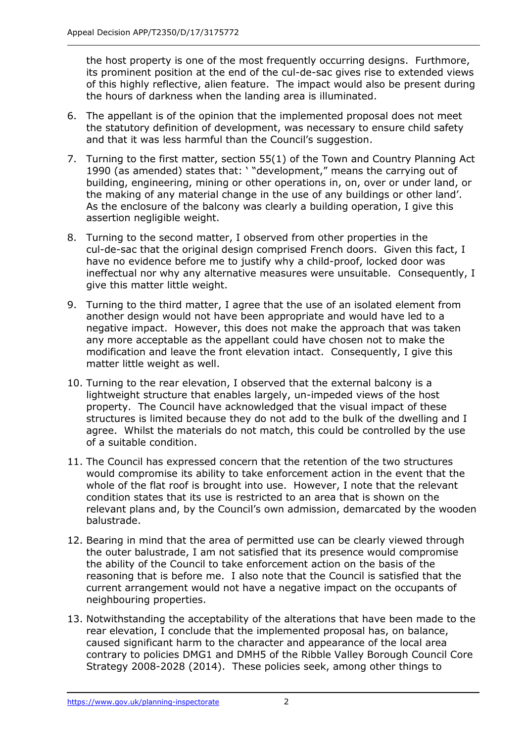the host property is one of the most frequently occurring designs. Furthermore, its prominent position at the end of the cul-de-sac gives rise to extended views of this highly reflective, alien feature. The impact would also be present during the hours of darkness when the landing area is illuminated.

6. The appellant is of the opinion that the implemented proposal does not meet the statutory definition of development, was necessary to ensure child safety and that it was less harmful than the Council's suggestion.

7. Turning to the first matter, section 55(1) of the Town and Country Planning Act 1990 (as amended) states that: ' "development," means the carrying out of building, engineering, mining or other operations in, on, over or under land, or the making of any material change in the use of any buildings or other land'. As the enclosure of the balcony was clearly a building operation, I give this assertion negligible weight.

8. Turning to the second matter, I observed from other properties in the cul-de-sac that the original design comprised French doors. Given this fact, I have no evidence before me to justify why a child-proof, locked door was ineffectual nor why any alternative measures were unsuitable. Consequently, I give this matter little weight.

9. Turning to the third matter, I agree that the use of an isolated element from another design would not have been appropriate and would have led to a negative impact. However, this does not make the approach that was taken any more acceptable as the appellant could have chosen not to make the modification and leave the front elevation intact. Consequently, I give this matter little weight as well.

10. Turning to the rear elevation, I observed that the external balcony is a lightweight structure that enables largely, un-impeded views of the host property. The Council have acknowledged that the visual impact of these structures is limited because they do not add to the bulk of the dwelling and I agree. Whilst the materials do not match, this could be controlled by the use of a suitable condition.

11. The Council has expressed concern that the retention of the two structures would compromise its ability to take enforcement action in the event that the whole of the flat roof is brought into use. However, I note that the relevant condition states that its use is restricted to an area that is shown on the relevant plans and, by the Council's own admission, demarcated by the wooden balustrade.

12. Bearing in mind that the area of permitted use can be clearly viewed through the outer balustrade, I am not satisfied that its presence would compromise the ability of the Council to take enforcement action on the basis of the reasoning that is before me. I also note that the Council is satisfied that the current arrangement would not have a negative impact on the occupants of neighbouring properties.

13. Notwithstanding the acceptability of the alterations that have been made to the rear elevation, I conclude that the implemented proposal has, on balance, caused significant harm to the character and appearance of the local area contrary to policies DMG1 and DMH5 of the Ribble Valley Borough Council Core Strategy 2008-2028 (2014). These policies seek, among other things to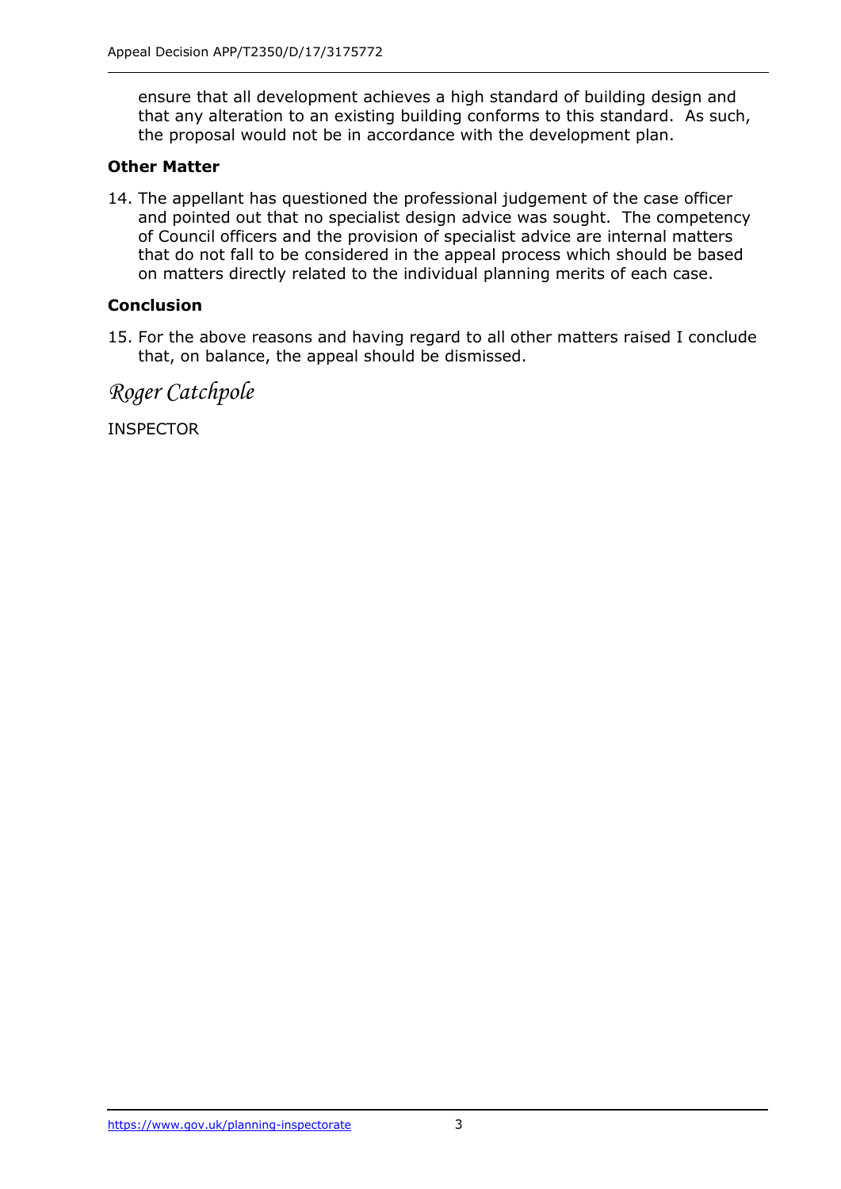ensure that all development achieves a high standard of building design and that any alteration to an existing building conforms to this standard. As such, the proposal would not be in accordance with the development plan.

**Other Matter**

14. The appellant has questioned the professional judgement of the case officer and pointed out that no specialist design advice was sought. The competency of Council officers and the provision of specialist advice are internal matters that do not fall to be considered in the appeal process which should be based on matters directly related to the individual planning merits of each case.

**Conclusion**

15. For the above reasons and having regard to all other matters raised I conclude that, on balance, the appeal should be dismissed.

*Roger Catchpole*

INSPECTOR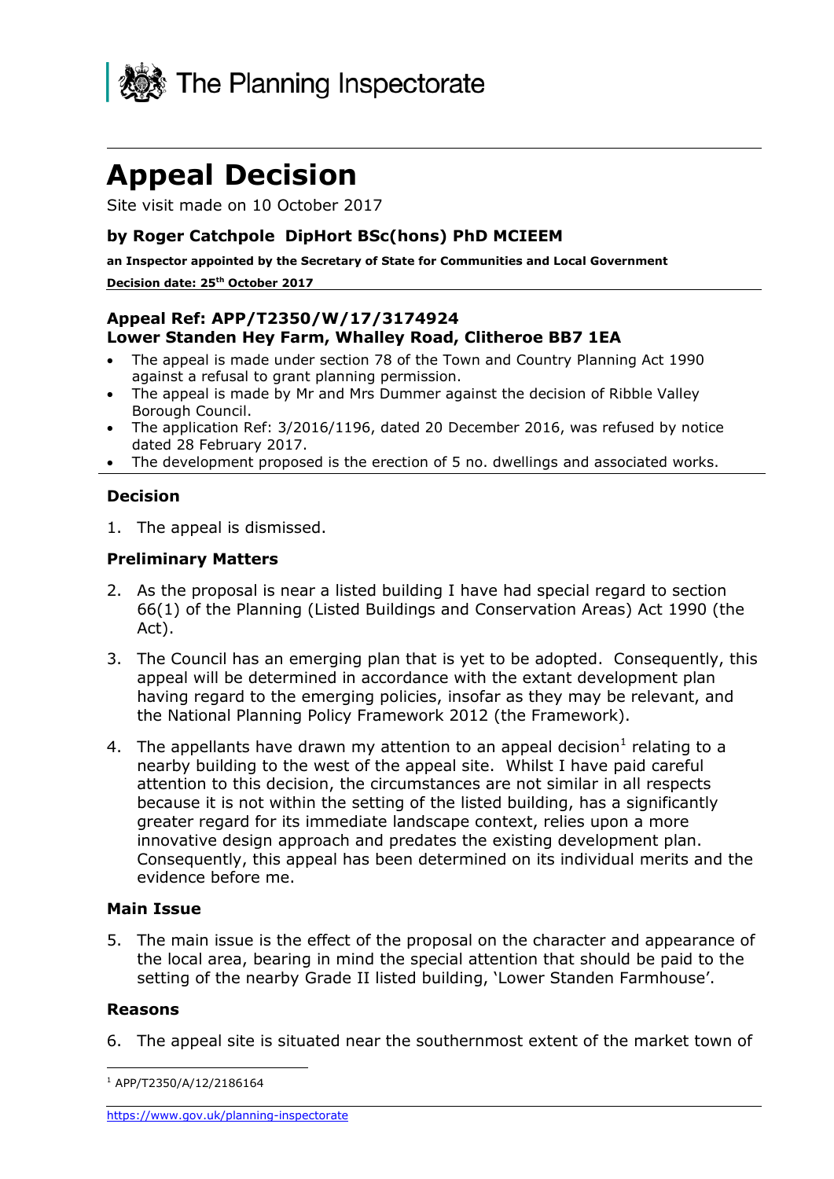# Appeal Decision

Site visit made on 10 October 2017

### by Roger Catchpole DipHort BSc(hons) PhD MCIEEM

**an Inspector appointed by the Secretary of State for Communities and Local Government**

**Decision date: 25th October 2017**

---

**Appeal Ref: APP/T2350/W/17/3174924**
**Lower Standen Hey Farm, Whalley Road, Clitheroe BB7 1EA**

- The appeal is made under section 78 of the Town and Country Planning Act 1990 against a refusal to grant planning permission.
- The appeal is made by Mr and Mrs Dummer against the decision of Ribble Valley Borough Council.
- The application Ref: 3/2016/1196, dated 20 December 2016, was refused by notice dated 28 February 2017.
- The development proposed is the erection of 5 no. dwellings and associated works.

---

### Decision

1. The appeal is dismissed.

### Preliminary Matters

2. As the proposal is near a listed building I have had special regard to section 66(1) of the Planning (Listed Buildings and Conservation Areas) Act 1990 (the Act).

3. The Council has an emerging plan that is yet to be adopted. Consequently, this appeal will be determined in accordance with the extant development plan having regard to the emerging policies, insofar as they may be relevant, and the National Planning Policy Framework 2012 (the Framework).

4. The appellants have drawn my attention to an appeal decision[1] relating to a nearby building to the west of the appeal site. Whilst I have paid careful attention to this decision, the circumstances are not similar in all respects because it is not within the setting of the listed building, has a significantly greater regard for its immediate landscape context, relies upon a more innovative design approach and predates the existing development plan. Consequently, this appeal has been determined on its individual merits and the evidence before me.

### Main Issue

5. The main issue is the effect of the proposal on the character and appearance of the local area, bearing in mind the special attention that should be paid to the setting of the nearby Grade II listed building, 'Lower Standen Farmhouse'.

### Reasons

6. The appeal site is situated near the southernmost extent of the market town of

---

[1] APP/T2350/A/12/2186164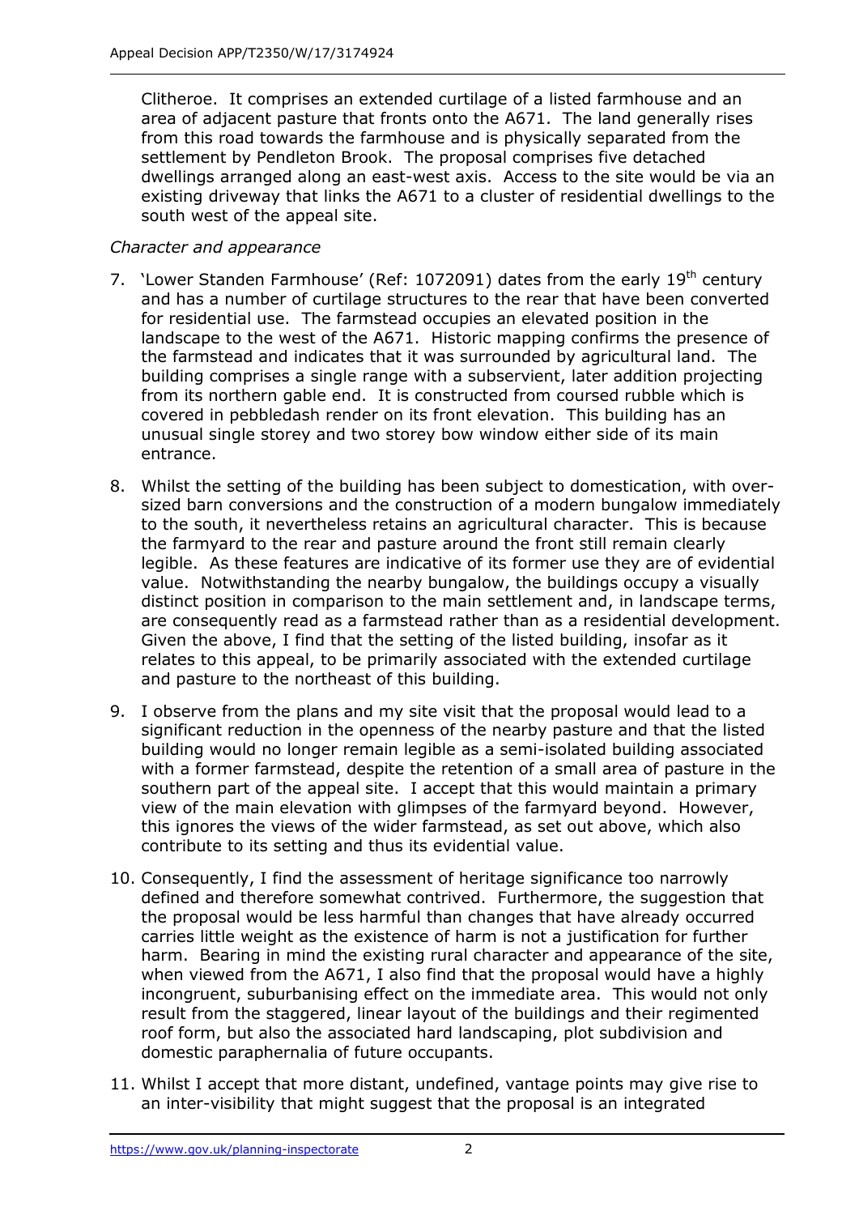Clitheroe. It comprises an extended curtilage of a listed farmhouse and an area of adjacent pasture that fronts onto the A671. The land generally rises from this road towards the farmhouse and is physically separated from the settlement by Pendleton Brook. The proposal comprises five detached dwellings arranged along an east-west axis. Access to the site would be via an existing driveway that links the A671 to a cluster of residential dwellings to the south west of the appeal site.

*Character and appearance*

7. 'Lower Standen Farmhouse' (Ref: 1072091) dates from the early 19th century and has a number of curtilage structures to the rear that have been converted for residential use. The farmstead occupies an elevated position in the landscape to the west of the A671. Historic mapping confirms the presence of the farmstead and indicates that it was surrounded by agricultural land. The building comprises a single range with a subservient, later addition projecting from its northern gable end. It is constructed from coursed rubble which is covered in pebbledash render on its front elevation. This building has an unusual single storey and two storey bow window either side of its main entrance.

8. Whilst the setting of the building has been subject to domestication, with over-sized barn conversions and the construction of a modern bungalow immediately to the south, it nevertheless retains an agricultural character. This is because the farmyard to the rear and pasture around the front still remain clearly legible. As these features are indicative of its former use they are of evidential value. Notwithstanding the nearby bungalow, the buildings occupy a visually distinct position in comparison to the main settlement and, in landscape terms, are consequently read as a farmstead rather than as a residential development. Given the above, I find that the setting of the listed building, insofar as it relates to this appeal, to be primarily associated with the extended curtilage and pasture to the northeast of this building.

9. I observe from the plans and my site visit that the proposal would lead to a significant reduction in the openness of the nearby pasture and that the listed building would no longer remain legible as a semi-isolated building associated with a former farmstead, despite the retention of a small area of pasture in the southern part of the appeal site. I accept that this would maintain a primary view of the main elevation with glimpses of the farmyard beyond. However, this ignores the views of the wider farmstead, as set out above, which also contribute to its setting and thus its evidential value.

10. Consequently, I find the assessment of heritage significance too narrowly defined and therefore somewhat contrived. Furthermore, the suggestion that the proposal would be less harmful than changes that have already occurred carries little weight as the existence of harm is not a justification for further harm. Bearing in mind the existing rural character and appearance of the site, when viewed from the A671, I also find that the proposal would have a highly incongruent, suburbanising effect on the immediate area. This would not only result from the staggered, linear layout of the buildings and their regimented roof form, but also the associated hard landscaping, plot subdivision and domestic paraphernalia of future occupants.

11. Whilst I accept that more distant, undefined, vantage points may give rise to an inter-visibility that might suggest that the proposal is an integrated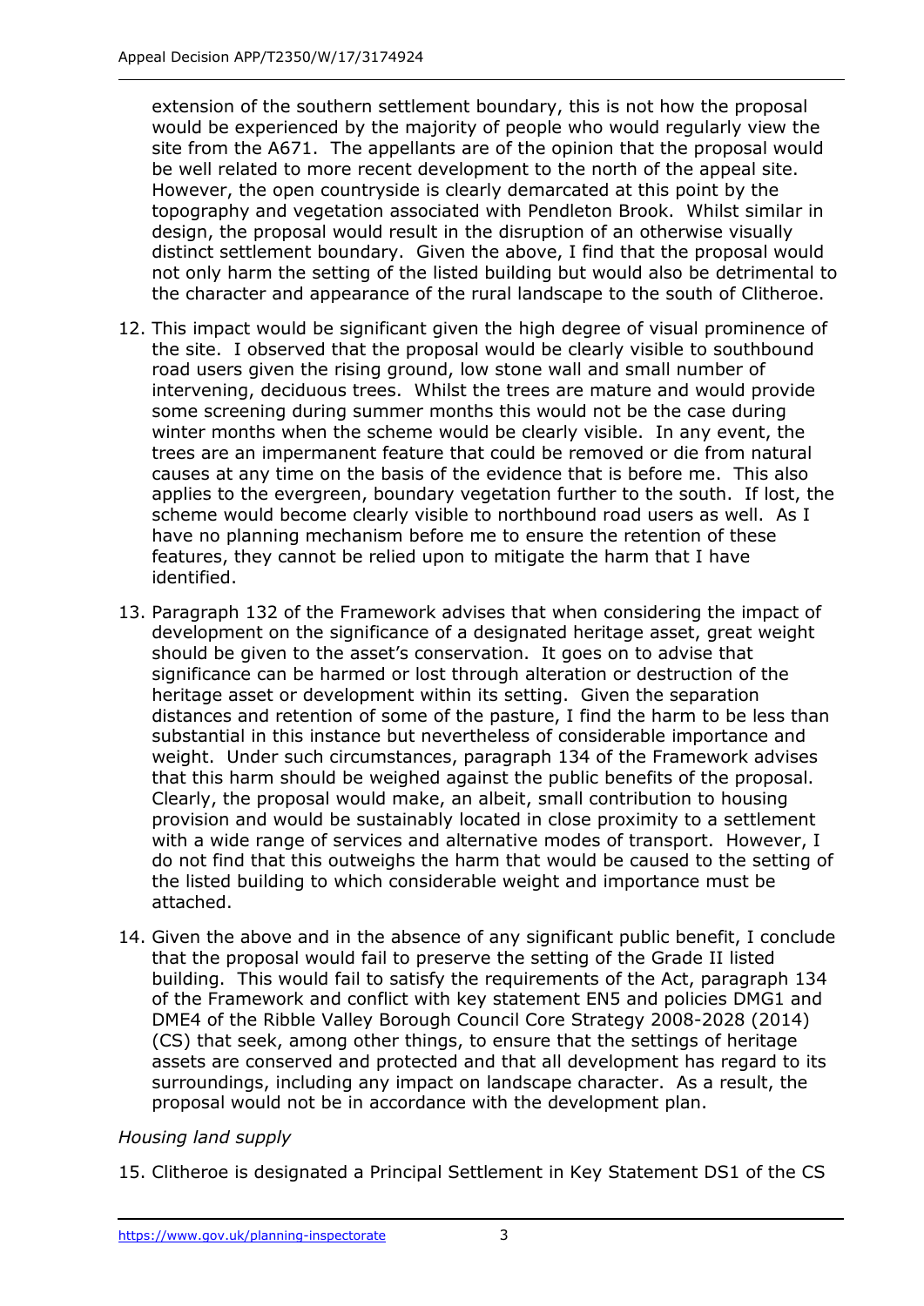extension of the southern settlement boundary, this is not how the proposal would be experienced by the majority of people who would regularly view the site from the A671. The appellants are of the opinion that the proposal would be well related to more recent development to the north of the appeal site. However, the open countryside is clearly demarcated at this point by the topography and vegetation associated with Pendleton Brook. Whilst similar in design, the proposal would result in the disruption of an otherwise visually distinct settlement boundary. Given the above, I find that the proposal would not only harm the setting of the listed building but would also be detrimental to the character and appearance of the rural landscape to the south of Clitheroe.

12. This impact would be significant given the high degree of visual prominence of the site. I observed that the proposal would be clearly visible to southbound road users given the rising ground, low stone wall and small number of intervening, deciduous trees. Whilst the trees are mature and would provide some screening during summer months this would not be the case during winter months when the scheme would be clearly visible. In any event, the trees are an impermanent feature that could be removed or die from natural causes at any time on the basis of the evidence that is before me. This also applies to the evergreen, boundary vegetation further to the south. If lost, the scheme would become clearly visible to northbound road users as well. As I have no planning mechanism before me to ensure the retention of these features, they cannot be relied upon to mitigate the harm that I have identified.

13. Paragraph 132 of the Framework advises that when considering the impact of development on the significance of a designated heritage asset, great weight should be given to the asset's conservation. It goes on to advise that significance can be harmed or lost through alteration or destruction of the heritage asset or development within its setting. Given the separation distances and retention of some of the pasture, I find the harm to be less than substantial in this instance but nevertheless of considerable importance and weight. Under such circumstances, paragraph 134 of the Framework advises that this harm should be weighed against the public benefits of the proposal. Clearly, the proposal would make, an albeit, small contribution to housing provision and would be sustainably located in close proximity to a settlement with a wide range of services and alternative modes of transport. However, I do not find that this outweighs the harm that would be caused to the setting of the listed building to which considerable weight and importance must be attached.

14. Given the above and in the absence of any significant public benefit, I conclude that the proposal would fail to preserve the setting of the Grade II listed building. This would fail to satisfy the requirements of the Act, paragraph 134 of the Framework and conflict with key statement EN5 and policies DMG1 and DME4 of the Ribble Valley Borough Council Core Strategy 2008-2028 (2014) (CS) that seek, among other things, to ensure that the settings of heritage assets are conserved and protected and that all development has regard to its surroundings, including any impact on landscape character. As a result, the proposal would not be in accordance with the development plan.

*Housing land supply*

15. Clitheroe is designated a Principal Settlement in Key Statement DS1 of the CS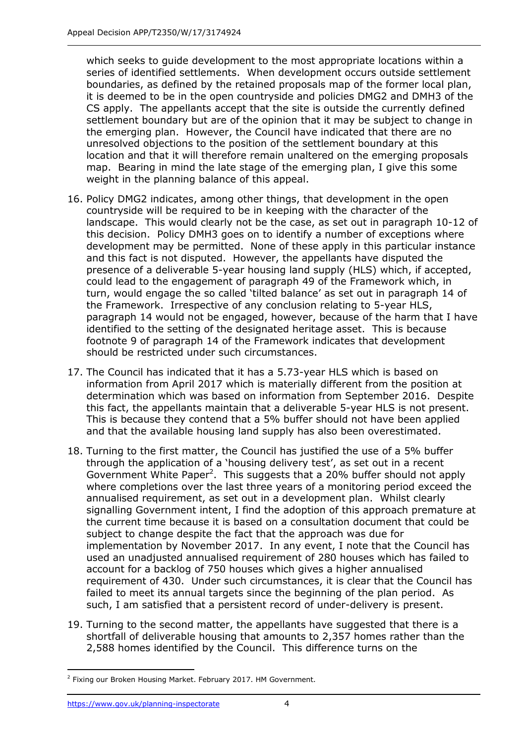which seeks to guide development to the most appropriate locations within a series of identified settlements. When development occurs outside settlement boundaries, as defined by the retained proposals map of the former local plan, it is deemed to be in the open countryside and policies DMG2 and DMH3 of the CS apply. The appellants accept that the site is outside the currently defined settlement boundary but are of the opinion that it may be subject to change in the emerging plan. However, the Council have indicated that there are no unresolved objections to the position of the settlement boundary at this location and that it will therefore remain unaltered on the emerging proposals map. Bearing in mind the late stage of the emerging plan, I give this some weight in the planning balance of this appeal.

16. Policy DMG2 indicates, among other things, that development in the open countryside will be required to be in keeping with the character of the landscape. This would clearly not be the case, as set out in paragraph 10-12 of this decision. Policy DMH3 goes on to identify a number of exceptions where development may be permitted. None of these apply in this particular instance and this fact is not disputed. However, the appellants have disputed the presence of a deliverable 5-year housing land supply (HLS) which, if accepted, could lead to the engagement of paragraph 49 of the Framework which, in turn, would engage the so called 'tilted balance' as set out in paragraph 14 of the Framework. Irrespective of any conclusion relating to 5-year HLS, paragraph 14 would not be engaged, however, because of the harm that I have identified to the setting of the designated heritage asset. This is because footnote 9 of paragraph 14 of the Framework indicates that development should be restricted under such circumstances.

17. The Council has indicated that it has a 5.73-year HLS which is based on information from April 2017 which is materially different from the position at determination which was based on information from September 2016. Despite this fact, the appellants maintain that a deliverable 5-year HLS is not present. This is because they contend that a 5% buffer should not have been applied and that the available housing land supply has also been overestimated.

18. Turning to the first matter, the Council has justified the use of a 5% buffer through the application of a 'housing delivery test', as set out in a recent Government White Paper[2]. This suggests that a 20% buffer should not apply where completions over the last three years of a monitoring period exceed the annualised requirement, as set out in a development plan. Whilst clearly signalling Government intent, I find the adoption of this approach premature at the current time because it is based on a consultation document that could be subject to change despite the fact that the approach was due for implementation by November 2017. In any event, I note that the Council has used an unadjusted annualised requirement of 280 houses which has failed to account for a backlog of 750 houses which gives a higher annualised requirement of 430. Under such circumstances, it is clear that the Council has failed to meet its annual targets since the beginning of the plan period. As such, I am satisfied that a persistent record of under-delivery is present.

19. Turning to the second matter, the appellants have suggested that there is a shortfall of deliverable housing that amounts to 2,357 homes rather than the 2,588 homes identified by the Council. This difference turns on the

[2] Fixing our Broken Housing Market. February 2017. HM Government.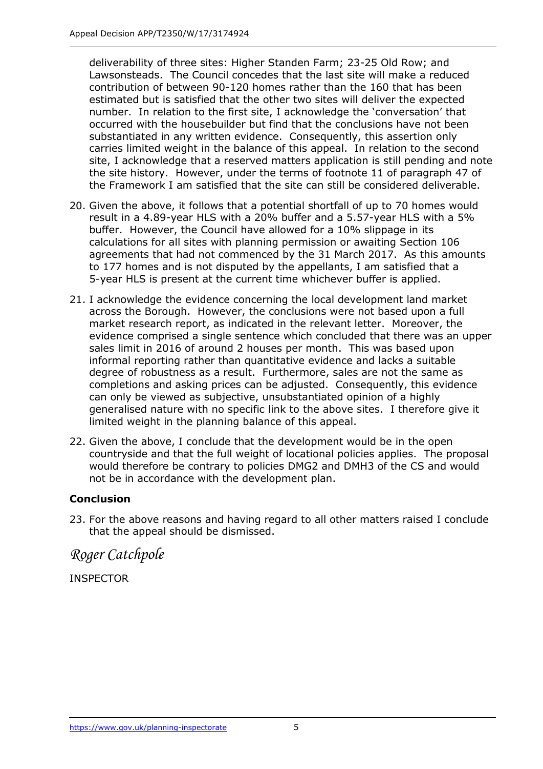deliverability of three sites: Higher Standen Farm; 23-25 Old Row; and Lawsonsteads. The Council concedes that the last site will make a reduced contribution of between 90-120 homes rather than the 160 that has been estimated but is satisfied that the other two sites will deliver the expected number. In relation to the first site, I acknowledge the 'conversation' that occurred with the housebuilder but find that the conclusions have not been substantiated in any written evidence. Consequently, this assertion only carries limited weight in the balance of this appeal. In relation to the second site, I acknowledge that a reserved matters application is still pending and note the site history. However, under the terms of footnote 11 of paragraph 47 of the Framework I am satisfied that the site can still be considered deliverable.

20. Given the above, it follows that a potential shortfall of up to 70 homes would result in a 4.89-year HLS with a 20% buffer and a 5.57-year HLS with a 5% buffer. However, the Council have allowed for a 10% slippage in its calculations for all sites with planning permission or awaiting Section 106 agreements that had not commenced by the 31 March 2017. As this amounts to 177 homes and is not disputed by the appellants, I am satisfied that a 5-year HLS is present at the current time whichever buffer is applied.

21. I acknowledge the evidence concerning the local development land market across the Borough. However, the conclusions were not based upon a full market research report, as indicated in the relevant letter. Moreover, the evidence comprised a single sentence which concluded that there was an upper sales limit in 2016 of around 2 houses per month. This was based upon informal reporting rather than quantitative evidence and lacks a suitable degree of robustness as a result. Furthermore, sales are not the same as completions and asking prices can be adjusted. Consequently, this evidence can only be viewed as subjective, unsubstantiated opinion of a highly generalised nature with no specific link to the above sites. I therefore give it limited weight in the planning balance of this appeal.

22. Given the above, I conclude that the development would be in the open countryside and that the full weight of locational policies applies. The proposal would therefore be contrary to policies DMG2 and DMH3 of the CS and would not be in accordance with the development plan.

## Conclusion

23. For the above reasons and having regard to all other matters raised I conclude that the appeal should be dismissed.

*Roger Catchpole*

INSPECTOR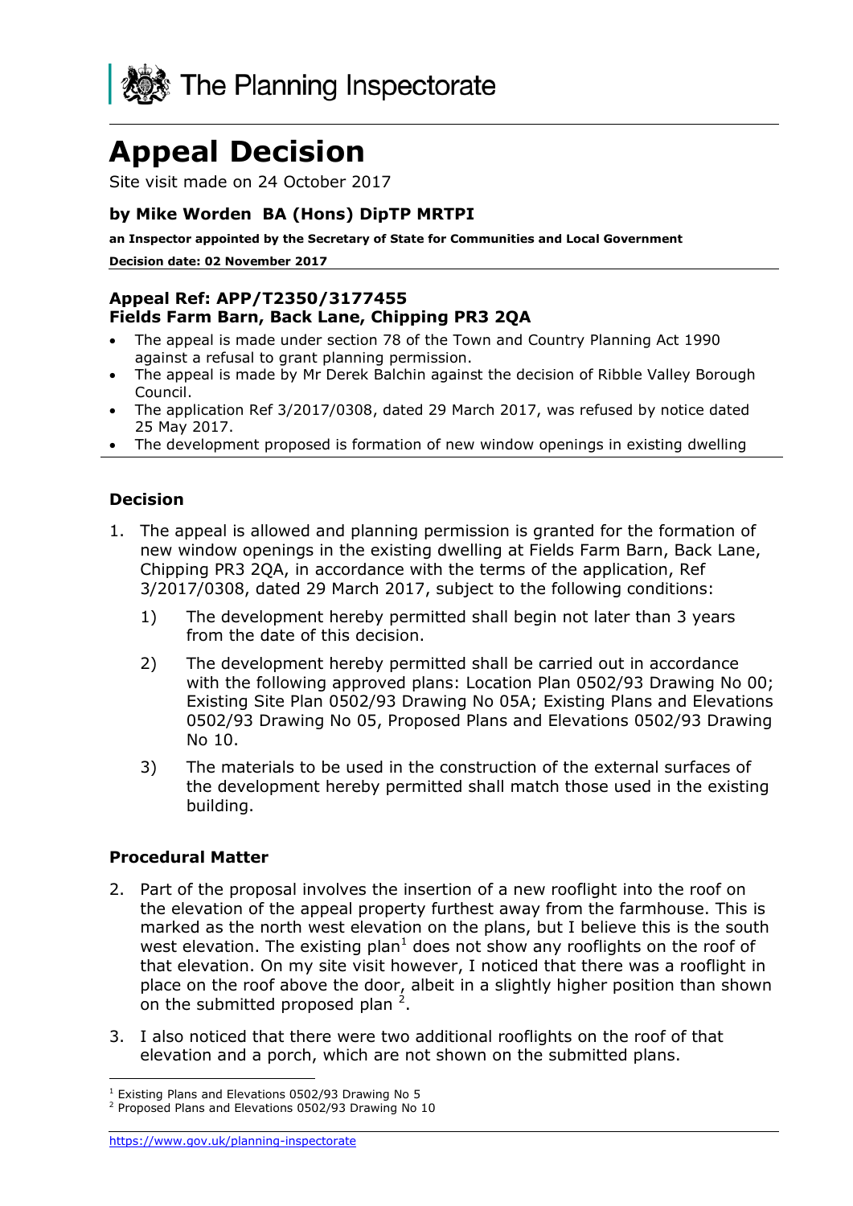The Planning Inspectorate

# Appeal Decision

Site visit made on 24 October 2017

### by Mike Worden BA (Hons) DipTP MRTPI

**an Inspector appointed by the Secretary of State for Communities and Local Government**

**Decision date: 02 November 2017**

### Appeal Ref: APP/T2350/3177455
### Fields Farm Barn, Back Lane, Chipping PR3 2QA

- The appeal is made under section 78 of the Town and Country Planning Act 1990 against a refusal to grant planning permission.
- The appeal is made by Mr Derek Balchin against the decision of Ribble Valley Borough Council.
- The application Ref 3/2017/0308, dated 29 March 2017, was refused by notice dated 25 May 2017.
- The development proposed is formation of new window openings in existing dwelling

## Decision

1. The appeal is allowed and planning permission is granted for the formation of new window openings in the existing dwelling at Fields Farm Barn, Back Lane, Chipping PR3 2QA, in accordance with the terms of the application, Ref 3/2017/0308, dated 29 March 2017, subject to the following conditions:

    1) The development hereby permitted shall begin not later than 3 years from the date of this decision.

    2) The development hereby permitted shall be carried out in accordance with the following approved plans: Location Plan 0502/93 Drawing No 00; Existing Site Plan 0502/93 Drawing No 05A; Existing Plans and Elevations 0502/93 Drawing No 05, Proposed Plans and Elevations 0502/93 Drawing No 10.

    3) The materials to be used in the construction of the external surfaces of the development hereby permitted shall match those used in the existing building.

## Procedural Matter

2. Part of the proposal involves the insertion of a new rooflight into the roof on the elevation of the appeal property furthest away from the farmhouse. This is marked as the north west elevation on the plans, but I believe this is the south west elevation. The existing plan[1] does not show any rooflights on the roof of that elevation. On my site visit however, I noticed that there was a rooflight in place on the roof above the door, albeit in a slightly higher position than shown on the submitted proposed plan [2].

3. I also noticed that there were two additional rooflights on the roof of that elevation and a porch, which are not shown on the submitted plans.

[1] Existing Plans and Elevations 0502/93 Drawing No 5

[2] Proposed Plans and Elevations 0502/93 Drawing No 10

https://www.gov.uk/planning-inspectorate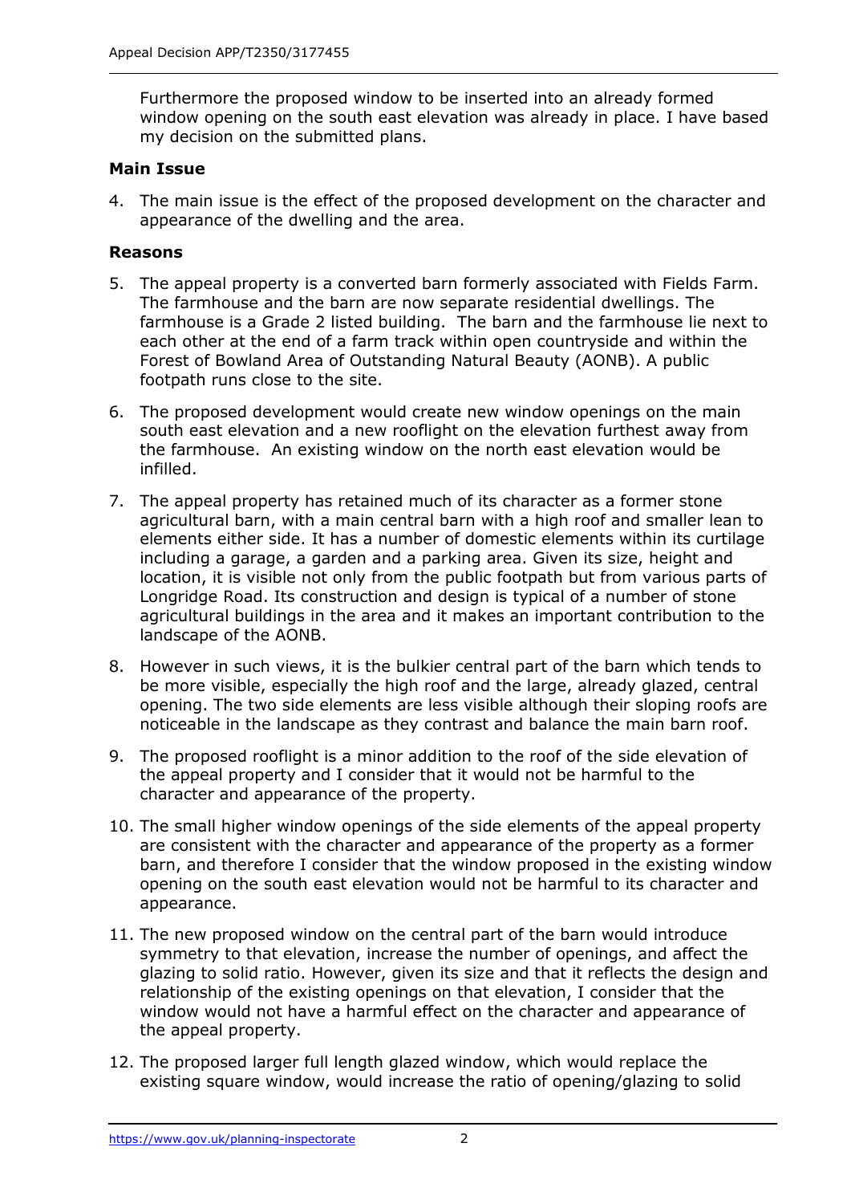Furthermore the proposed window to be inserted into an already formed window opening on the south east elevation was already in place. I have based my decision on the submitted plans.

**Main Issue**

4. The main issue is the effect of the proposed development on the character and appearance of the dwelling and the area.

**Reasons**

5. The appeal property is a converted barn formerly associated with Fields Farm. The farmhouse and the barn are now separate residential dwellings. The farmhouse is a Grade 2 listed building. The barn and the farmhouse lie next to each other at the end of a farm track within open countryside and within the Forest of Bowland Area of Outstanding Natural Beauty (AONB). A public footpath runs close to the site.

6. The proposed development would create new window openings on the main south east elevation and a new rooflight on the elevation furthest away from the farmhouse. An existing window on the north east elevation would be infilled.

7. The appeal property has retained much of its character as a former stone agricultural barn, with a main central barn with a high roof and smaller lean to elements either side. It has a number of domestic elements within its curtilage including a garage, a garden and a parking area. Given its size, height and location, it is visible not only from the public footpath but from various parts of Longridge Road. Its construction and design is typical of a number of stone agricultural buildings in the area and it makes an important contribution to the landscape of the AONB.

8. However in such views, it is the bulkier central part of the barn which tends to be more visible, especially the high roof and the large, already glazed, central opening. The two side elements are less visible although their sloping roofs are noticeable in the landscape as they contrast and balance the main barn roof.

9. The proposed rooflight is a minor addition to the roof of the side elevation of the appeal property and I consider that it would not be harmful to the character and appearance of the property.

10. The small higher window openings of the side elements of the appeal property are consistent with the character and appearance of the property as a former barn, and therefore I consider that the window proposed in the existing window opening on the south east elevation would not be harmful to its character and appearance.

11. The new proposed window on the central part of the barn would introduce symmetry to that elevation, increase the number of openings, and affect the glazing to solid ratio. However, given its size and that it reflects the design and relationship of the existing openings on that elevation, I consider that the window would not have a harmful effect on the character and appearance of the appeal property.

12. The proposed larger full length glazed window, which would replace the existing square window, would increase the ratio of opening/glazing to solid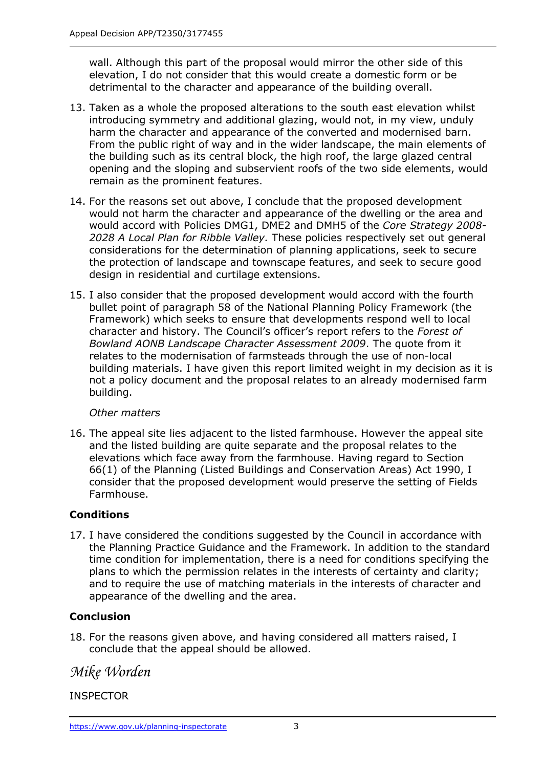wall. Although this part of the proposal would mirror the other side of this elevation, I do not consider that this would create a domestic form or be detrimental to the character and appearance of the building overall.

13. Taken as a whole the proposed alterations to the south east elevation whilst introducing symmetry and additional glazing, would not, in my view, unduly harm the character and appearance of the converted and modernised barn. From the public right of way and in the wider landscape, the main elements of the building such as its central block, the high roof, the large glazed central opening and the sloping and subservient roofs of the two side elements, would remain as the prominent features.

14. For the reasons set out above, I conclude that the proposed development would not harm the character and appearance of the dwelling or the area and would accord with Policies DMG1, DME2 and DMH5 of the *Core Strategy 2008-2028 A Local Plan for Ribble Valley.* These policies respectively set out general considerations for the determination of planning applications, seek to secure the protection of landscape and townscape features, and seek to secure good design in residential and curtilage extensions.

15. I also consider that the proposed development would accord with the fourth bullet point of paragraph 58 of the National Planning Policy Framework (the Framework) which seeks to ensure that developments respond well to local character and history. The Council's officer's report refers to the *Forest of Bowland AONB Landscape Character Assessment 2009*. The quote from it relates to the modernisation of farmsteads through the use of non-local building materials. I have given this report limited weight in my decision as it is not a policy document and the proposal relates to an already modernised farm building.

*Other matters*

16. The appeal site lies adjacent to the listed farmhouse. However the appeal site and the listed building are quite separate and the proposal relates to the elevations which face away from the farmhouse. Having regard to Section 66(1) of the Planning (Listed Buildings and Conservation Areas) Act 1990, I consider that the proposed development would preserve the setting of Fields Farmhouse.

## Conditions

17. I have considered the conditions suggested by the Council in accordance with the Planning Practice Guidance and the Framework. In addition to the standard time condition for implementation, there is a need for conditions specifying the plans to which the permission relates in the interests of certainty and clarity; and to require the use of matching materials in the interests of character and appearance of the dwelling and the area.

## Conclusion

18. For the reasons given above, and having considered all matters raised, I conclude that the appeal should be allowed.

*Mike Worden*

INSPECTOR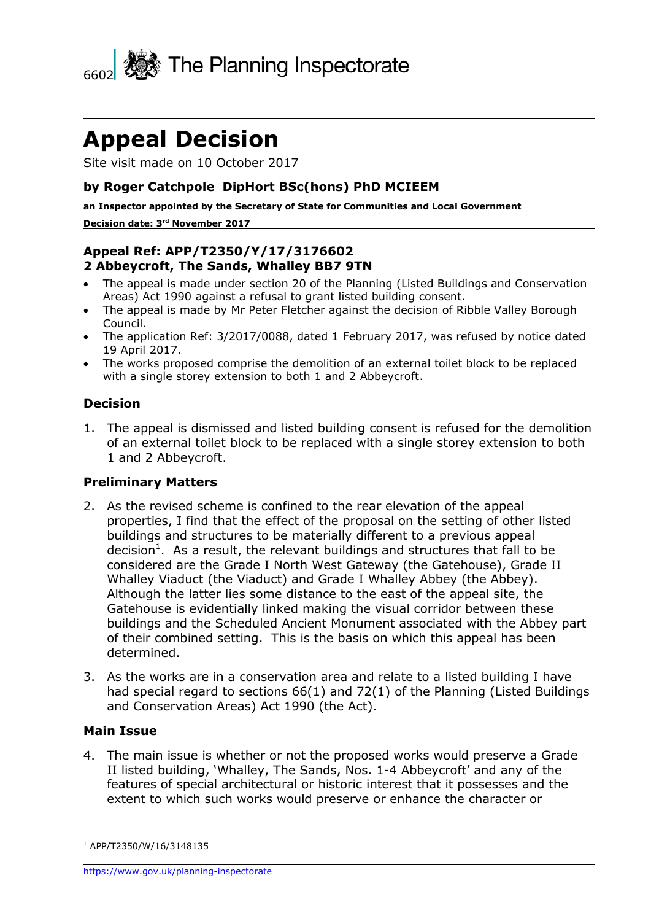6602 The Planning Inspectorate

# Appeal Decision

Site visit made on 10 October 2017

**by Roger Catchpole DipHort BSc(hons) PhD MCIEEM**

**an Inspector appointed by the Secretary of State for Communities and Local Government**

**Decision date: 3rd November 2017**

**Appeal Ref: APP/T2350/Y/17/3176602**
**2 Abbeycroft, The Sands, Whalley BB7 9TN**

- The appeal is made under section 20 of the Planning (Listed Buildings and Conservation Areas) Act 1990 against a refusal to grant listed building consent.
- The appeal is made by Mr Peter Fletcher against the decision of Ribble Valley Borough Council.
- The application Ref: 3/2017/0088, dated 1 February 2017, was refused by notice dated 19 April 2017.
- The works proposed comprise the demolition of an external toilet block to be replaced with a single storey extension to both 1 and 2 Abbeycroft.

## Decision

1. The appeal is dismissed and listed building consent is refused for the demolition of an external toilet block to be replaced with a single storey extension to both 1 and 2 Abbeycroft.

## Preliminary Matters

2. As the revised scheme is confined to the rear elevation of the appeal properties, I find that the effect of the proposal on the setting of other listed buildings and structures to be materially different to a previous appeal decision[1]. As a result, the relevant buildings and structures that fall to be considered are the Grade I North West Gateway (the Gatehouse), Grade II Whalley Viaduct (the Viaduct) and Grade I Whalley Abbey (the Abbey). Although the latter lies some distance to the east of the appeal site, the Gatehouse is evidentially linked making the visual corridor between these buildings and the Scheduled Ancient Monument associated with the Abbey part of their combined setting. This is the basis on which this appeal has been determined.

3. As the works are in a conservation area and relate to a listed building I have had special regard to sections 66(1) and 72(1) of the Planning (Listed Buildings and Conservation Areas) Act 1990 (the Act).

## Main Issue

4. The main issue is whether or not the proposed works would preserve a Grade II listed building, 'Whalley, The Sands, Nos. 1-4 Abbeycroft' and any of the features of special architectural or historic interest that it possesses and the extent to which such works would preserve or enhance the character or

---

[1] APP/T2350/W/16/3148135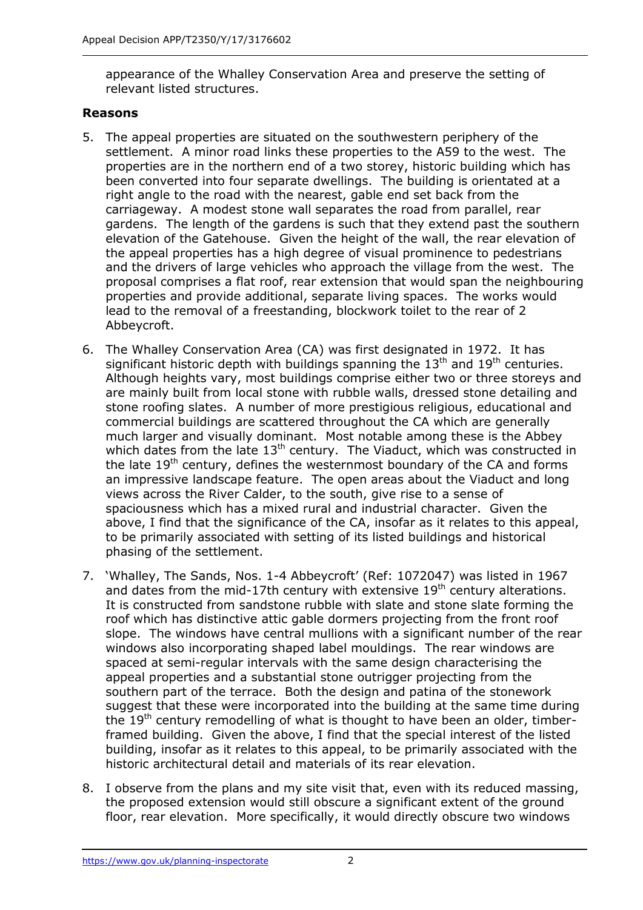appearance of the Whalley Conservation Area and preserve the setting of relevant listed structures.

**Reasons**

5. The appeal properties are situated on the southwestern periphery of the settlement. A minor road links these properties to the A59 to the west. The properties are in the northern end of a two storey, historic building which has been converted into four separate dwellings. The building is orientated at a right angle to the road with the nearest, gable end set back from the carriageway. A modest stone wall separates the road from parallel, rear gardens. The length of the gardens is such that they extend past the southern elevation of the Gatehouse. Given the height of the wall, the rear elevation of the appeal properties has a high degree of visual prominence to pedestrians and the drivers of large vehicles who approach the village from the west. The proposal comprises a flat roof, rear extension that would span the neighbouring properties and provide additional, separate living spaces. The works would lead to the removal of a freestanding, blockwork toilet to the rear of 2 Abbeycroft.

6. The Whalley Conservation Area (CA) was first designated in 1972. It has significant historic depth with buildings spanning the 13th and 19th centuries. Although heights vary, most buildings comprise either two or three storeys and are mainly built from local stone with rubble walls, dressed stone detailing and stone roofing slates. A number of more prestigious religious, educational and commercial buildings are scattered throughout the CA which are generally much larger and visually dominant. Most notable among these is the Abbey which dates from the late 13th century. The Viaduct, which was constructed in the late 19th century, defines the westernmost boundary of the CA and forms an impressive landscape feature. The open areas about the Viaduct and long views across the River Calder, to the south, give rise to a sense of spaciousness which has a mixed rural and industrial character. Given the above, I find that the significance of the CA, insofar as it relates to this appeal, to be primarily associated with setting of its listed buildings and historical phasing of the settlement.

7. 'Whalley, The Sands, Nos. 1-4 Abbeycroft' (Ref: 1072047) was listed in 1967 and dates from the mid-17th century with extensive 19th century alterations. It is constructed from sandstone rubble with slate and stone slate forming the roof which has distinctive attic gable dormers projecting from the front roof slope. The windows have central mullions with a significant number of the rear windows also incorporating shaped label mouldings. The rear windows are spaced at semi-regular intervals with the same design characterising the appeal properties and a substantial stone outrigger projecting from the southern part of the terrace. Both the design and patina of the stonework suggest that these were incorporated into the building at the same time during the 19th century remodelling of what is thought to have been an older, timber-framed building. Given the above, I find that the special interest of the listed building, insofar as it relates to this appeal, to be primarily associated with the historic architectural detail and materials of its rear elevation.

8. I observe from the plans and my site visit that, even with its reduced massing, the proposed extension would still obscure a significant extent of the ground floor, rear elevation. More specifically, it would directly obscure two windows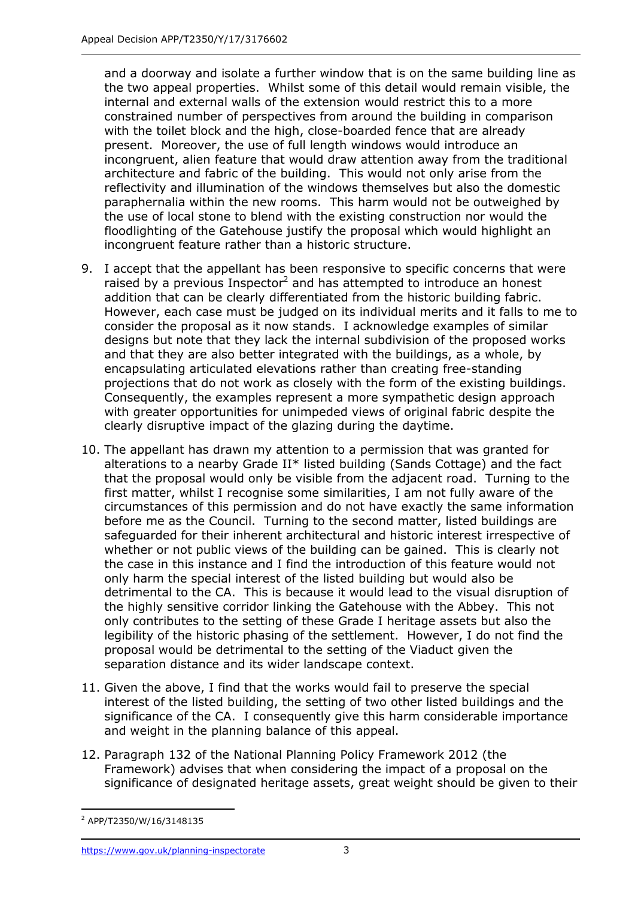and a doorway and isolate a further window that is on the same building line as the two appeal properties. Whilst some of this detail would remain visible, the internal and external walls of the extension would restrict this to a more constrained number of perspectives from around the building in comparison with the toilet block and the high, close-boarded fence that are already present. Moreover, the use of full length windows would introduce an incongruent, alien feature that would draw attention away from the traditional architecture and fabric of the building. This would not only arise from the reflectivity and illumination of the windows themselves but also the domestic paraphernalia within the new rooms. This harm would not be outweighed by the use of local stone to blend with the existing construction nor would the floodlighting of the Gatehouse justify the proposal which would highlight an incongruent feature rather than a historic structure.

9. I accept that the appellant has been responsive to specific concerns that were raised by a previous Inspector[2] and has attempted to introduce an honest addition that can be clearly differentiated from the historic building fabric. However, each case must be judged on its individual merits and it falls to me to consider the proposal as it now stands. I acknowledge examples of similar designs but note that they lack the internal subdivision of the proposed works and that they are also better integrated with the buildings, as a whole, by encapsulating articulated elevations rather than creating free-standing projections that do not work as closely with the form of the existing buildings. Consequently, the examples represent a more sympathetic design approach with greater opportunities for unimpeded views of original fabric despite the clearly disruptive impact of the glazing during the daytime.

10. The appellant has drawn my attention to a permission that was granted for alterations to a nearby Grade II* listed building (Sands Cottage) and the fact that the proposal would only be visible from the adjacent road. Turning to the first matter, whilst I recognise some similarities, I am not fully aware of the circumstances of this permission and do not have exactly the same information before me as the Council. Turning to the second matter, listed buildings are safeguarded for their inherent architectural and historic interest irrespective of whether or not public views of the building can be gained. This is clearly not the case in this instance and I find the introduction of this feature would not only harm the special interest of the listed building but would also be detrimental to the CA. This is because it would lead to the visual disruption of the highly sensitive corridor linking the Gatehouse with the Abbey. This not only contributes to the setting of these Grade I heritage assets but also the legibility of the historic phasing of the settlement. However, I do not find the proposal would be detrimental to the setting of the Viaduct given the separation distance and its wider landscape context.

11. Given the above, I find that the works would fail to preserve the special interest of the listed building, the setting of two other listed buildings and the significance of the CA. I consequently give this harm considerable importance and weight in the planning balance of this appeal.

12. Paragraph 132 of the National Planning Policy Framework 2012 (the Framework) advises that when considering the impact of a proposal on the significance of designated heritage assets, great weight should be given to their

[2] APP/T2350/W/16/3148135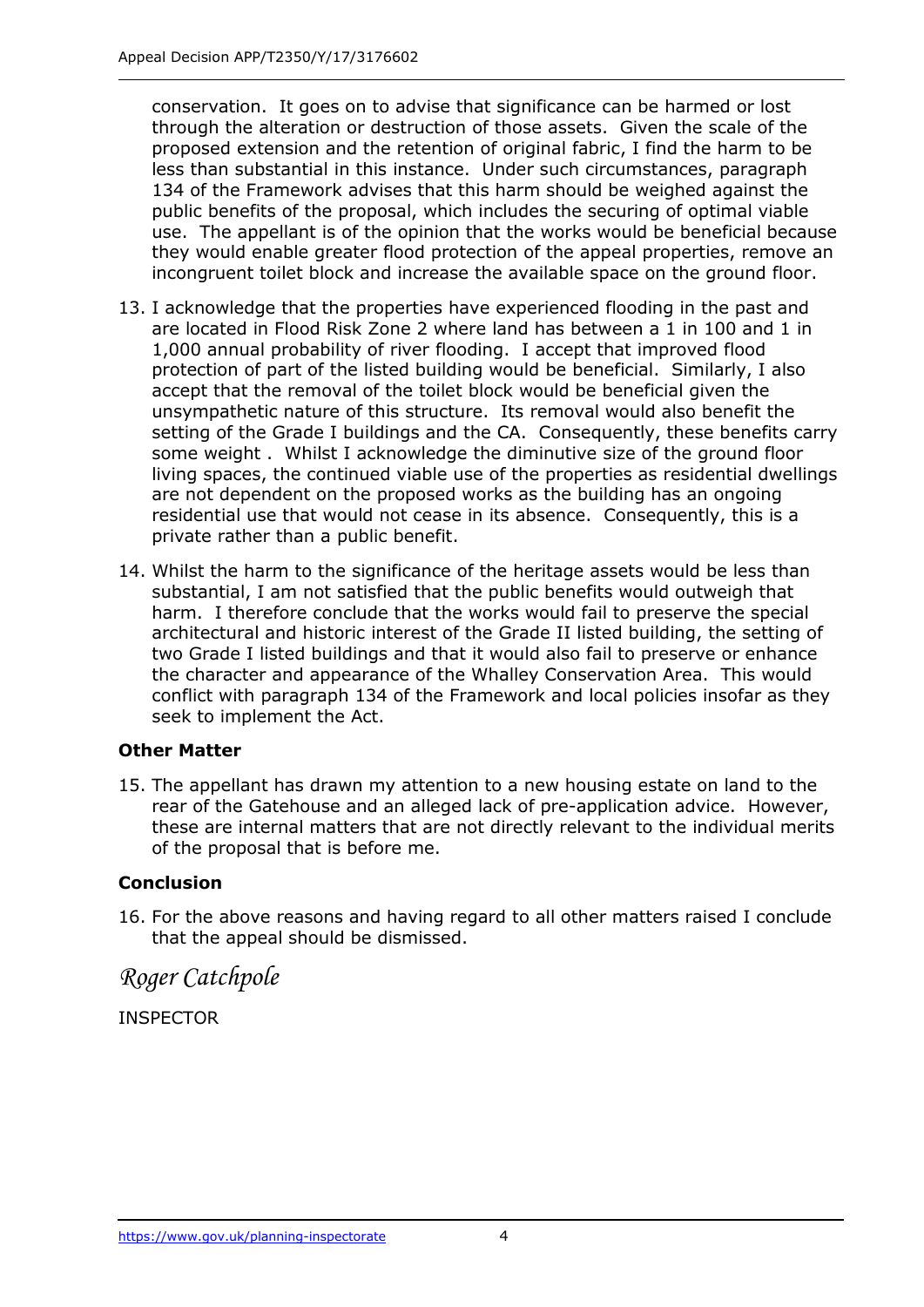conservation. It goes on to advise that significance can be harmed or lost through the alteration or destruction of those assets. Given the scale of the proposed extension and the retention of original fabric, I find the harm to be less than substantial in this instance. Under such circumstances, paragraph 134 of the Framework advises that this harm should be weighed against the public benefits of the proposal, which includes the securing of optimal viable use. The appellant is of the opinion that the works would be beneficial because they would enable greater flood protection of the appeal properties, remove an incongruent toilet block and increase the available space on the ground floor.

13. I acknowledge that the properties have experienced flooding in the past and are located in Flood Risk Zone 2 where land has between a 1 in 100 and 1 in 1,000 annual probability of river flooding. I accept that improved flood protection of part of the listed building would be beneficial. Similarly, I also accept that the removal of the toilet block would be beneficial given the unsympathetic nature of this structure. Its removal would also benefit the setting of the Grade I buildings and the CA. Consequently, these benefits carry some weight . Whilst I acknowledge the diminutive size of the ground floor living spaces, the continued viable use of the properties as residential dwellings are not dependent on the proposed works as the building has an ongoing residential use that would not cease in its absence. Consequently, this is a private rather than a public benefit.

14. Whilst the harm to the significance of the heritage assets would be less than substantial, I am not satisfied that the public benefits would outweigh that harm. I therefore conclude that the works would fail to preserve the special architectural and historic interest of the Grade II listed building, the setting of two Grade I listed buildings and that it would also fail to preserve or enhance the character and appearance of the Whalley Conservation Area. This would conflict with paragraph 134 of the Framework and local policies insofar as they seek to implement the Act.

**Other Matter**

15. The appellant has drawn my attention to a new housing estate on land to the rear of the Gatehouse and an alleged lack of pre-application advice. However, these are internal matters that are not directly relevant to the individual merits of the proposal that is before me.

**Conclusion**

16. For the above reasons and having regard to all other matters raised I conclude that the appeal should be dismissed.

*Roger Catchpole*

INSPECTOR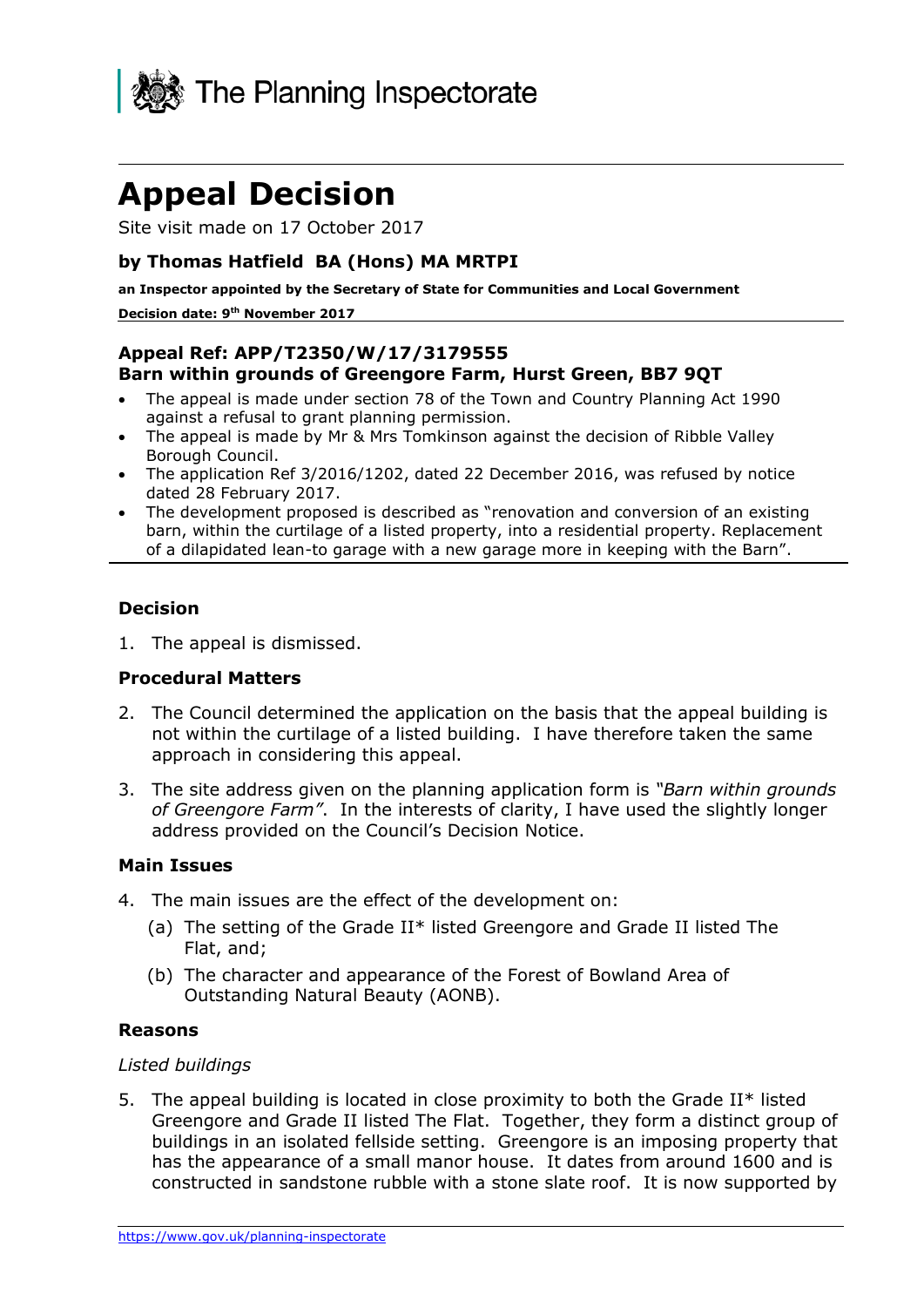# Appeal Decision

Site visit made on 17 October 2017

### by Thomas Hatfield BA (Hons) MA MRTPI

**an Inspector appointed by the Secretary of State for Communities and Local Government**

**Decision date: 9th November 2017**

---

### Appeal Ref: APP/T2350/W/17/3179555
### Barn within grounds of Greengore Farm, Hurst Green, BB7 9QT

- The appeal is made under section 78 of the Town and Country Planning Act 1990 against a refusal to grant planning permission.
- The appeal is made by Mr & Mrs Tomkinson against the decision of Ribble Valley Borough Council.
- The application Ref 3/2016/1202, dated 22 December 2016, was refused by notice dated 28 February 2017.
- The development proposed is described as "renovation and conversion of an existing barn, within the curtilage of a listed property, into a residential property. Replacement of a dilapidated lean-to garage with a new garage more in keeping with the Barn".

---

### Decision

1. The appeal is dismissed.

### Procedural Matters

2. The Council determined the application on the basis that the appeal building is not within the curtilage of a listed building. I have therefore taken the same approach in considering this appeal.

3. The site address given on the planning application form is *"Barn within grounds of Greengore Farm"*. In the interests of clarity, I have used the slightly longer address provided on the Council's Decision Notice.

### Main Issues

4. The main issues are the effect of the development on:
   (a) The setting of the Grade II* listed Greengore and Grade II listed The Flat, and;
   (b) The character and appearance of the Forest of Bowland Area of Outstanding Natural Beauty (AONB).

### Reasons

*Listed buildings*

5. The appeal building is located in close proximity to both the Grade II* listed Greengore and Grade II listed The Flat. Together, they form a distinct group of buildings in an isolated fellside setting. Greengore is an imposing property that has the appearance of a small manor house. It dates from around 1600 and is constructed in sandstone rubble with a stone slate roof. It is now supported by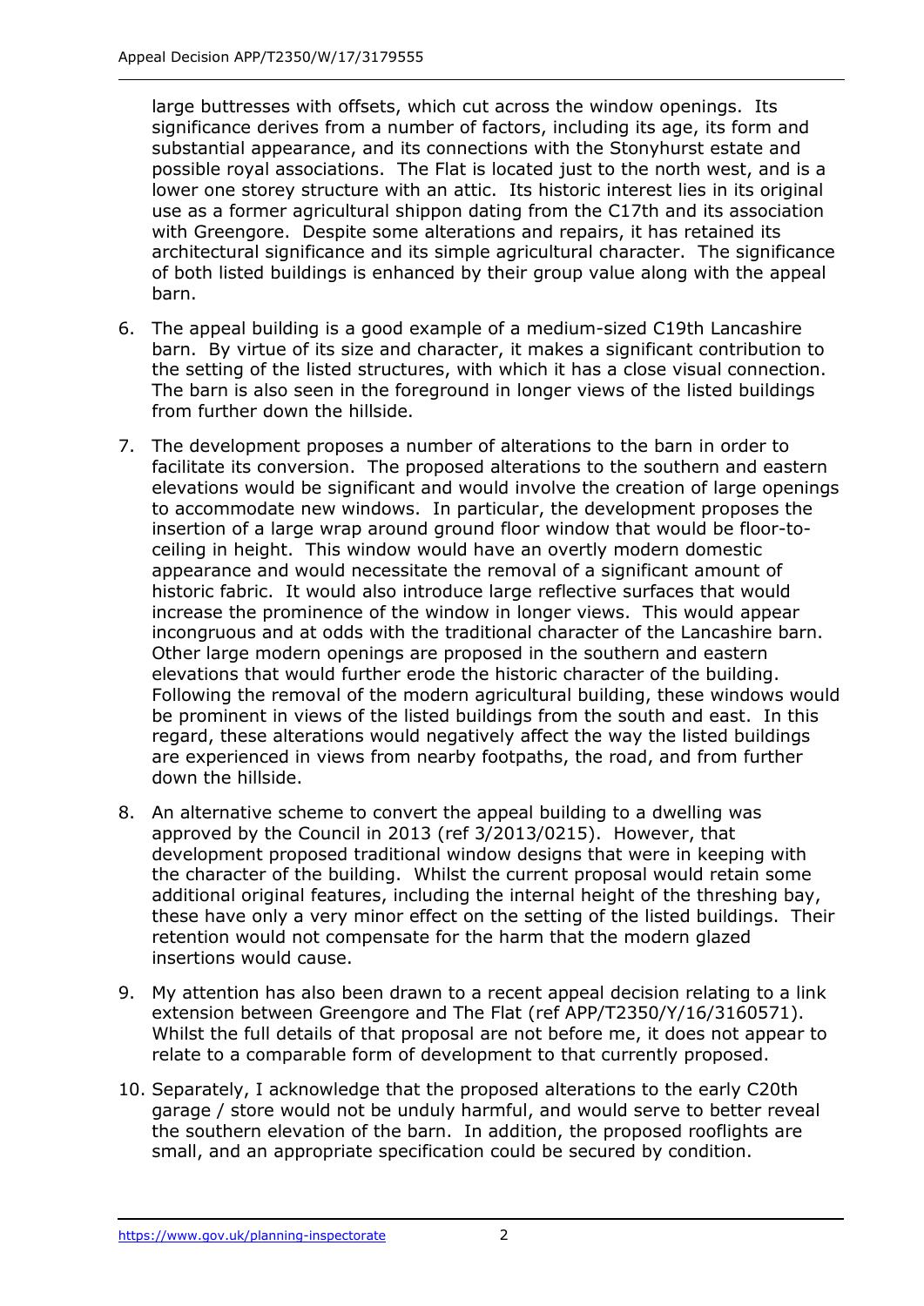large buttresses with offsets, which cut across the window openings. Its significance derives from a number of factors, including its age, its form and substantial appearance, and its connections with the Stonyhurst estate and possible royal associations. The Flat is located just to the north west, and is a lower one storey structure with an attic. Its historic interest lies in its original use as a former agricultural shippon dating from the C17th and its association with Greengore. Despite some alterations and repairs, it has retained its architectural significance and its simple agricultural character. The significance of both listed buildings is enhanced by their group value along with the appeal barn.

6. The appeal building is a good example of a medium-sized C19th Lancashire barn. By virtue of its size and character, it makes a significant contribution to the setting of the listed structures, with which it has a close visual connection. The barn is also seen in the foreground in longer views of the listed buildings from further down the hillside.

7. The development proposes a number of alterations to the barn in order to facilitate its conversion. The proposed alterations to the southern and eastern elevations would be significant and would involve the creation of large openings to accommodate new windows. In particular, the development proposes the insertion of a large wrap around ground floor window that would be floor-to-ceiling in height. This window would have an overtly modern domestic appearance and would necessitate the removal of a significant amount of historic fabric. It would also introduce large reflective surfaces that would increase the prominence of the window in longer views. This would appear incongruous and at odds with the traditional character of the Lancashire barn. Other large modern openings are proposed in the southern and eastern elevations that would further erode the historic character of the building. Following the removal of the modern agricultural building, these windows would be prominent in views of the listed buildings from the south and east. In this regard, these alterations would negatively affect the way the listed buildings are experienced in views from nearby footpaths, the road, and from further down the hillside.

8. An alternative scheme to convert the appeal building to a dwelling was approved by the Council in 2013 (ref 3/2013/0215). However, that development proposed traditional window designs that were in keeping with the character of the building. Whilst the current proposal would retain some additional original features, including the internal height of the threshing bay, these have only a very minor effect on the setting of the listed buildings. Their retention would not compensate for the harm that the modern glazed insertions would cause.

9. My attention has also been drawn to a recent appeal decision relating to a link extension between Greengore and The Flat (ref APP/T2350/Y/16/3160571). Whilst the full details of that proposal are not before me, it does not appear to relate to a comparable form of development to that currently proposed.

10. Separately, I acknowledge that the proposed alterations to the early C20th garage / store would not be unduly harmful, and would serve to better reveal the southern elevation of the barn. In addition, the proposed rooflights are small, and an appropriate specification could be secured by condition.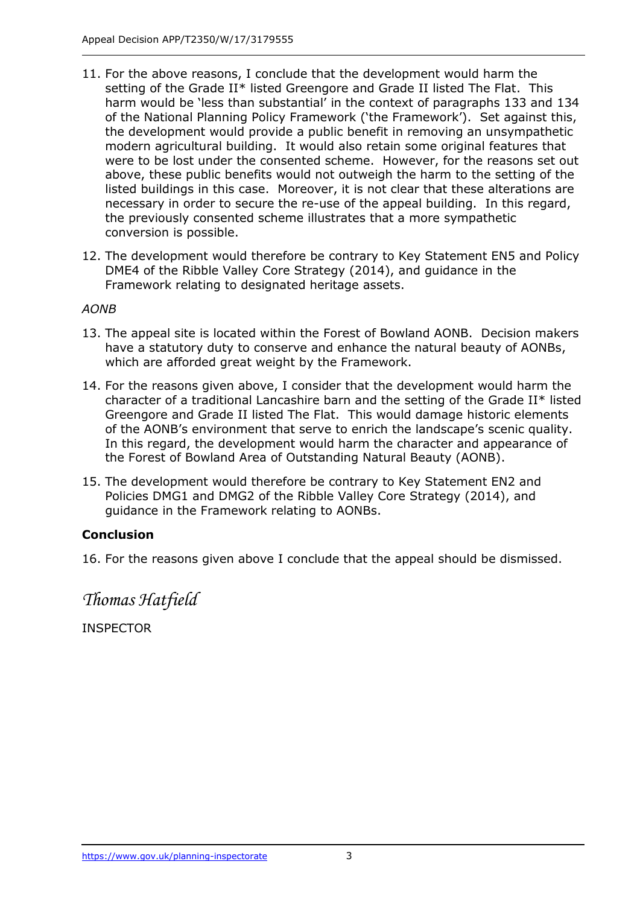11. For the above reasons, I conclude that the development would harm the setting of the Grade II* listed Greengore and Grade II listed The Flat. This harm would be 'less than substantial' in the context of paragraphs 133 and 134 of the National Planning Policy Framework ('the Framework'). Set against this, the development would provide a public benefit in removing an unsympathetic modern agricultural building. It would also retain some original features that were to be lost under the consented scheme. However, for the reasons set out above, these public benefits would not outweigh the harm to the setting of the listed buildings in this case. Moreover, it is not clear that these alterations are necessary in order to secure the re-use of the appeal building. In this regard, the previously consented scheme illustrates that a more sympathetic conversion is possible.

12. The development would therefore be contrary to Key Statement EN5 and Policy DME4 of the Ribble Valley Core Strategy (2014), and guidance in the Framework relating to designated heritage assets.

*AONB*

13. The appeal site is located within the Forest of Bowland AONB. Decision makers have a statutory duty to conserve and enhance the natural beauty of AONBs, which are afforded great weight by the Framework.

14. For the reasons given above, I consider that the development would harm the character of a traditional Lancashire barn and the setting of the Grade II* listed Greengore and Grade II listed The Flat. This would damage historic elements of the AONB's environment that serve to enrich the landscape's scenic quality. In this regard, the development would harm the character and appearance of the Forest of Bowland Area of Outstanding Natural Beauty (AONB).

15. The development would therefore be contrary to Key Statement EN2 and Policies DMG1 and DMG2 of the Ribble Valley Core Strategy (2014), and guidance in the Framework relating to AONBs.

**Conclusion**

16. For the reasons given above I conclude that the appeal should be dismissed.

*Thomas Hatfield*

INSPECTOR